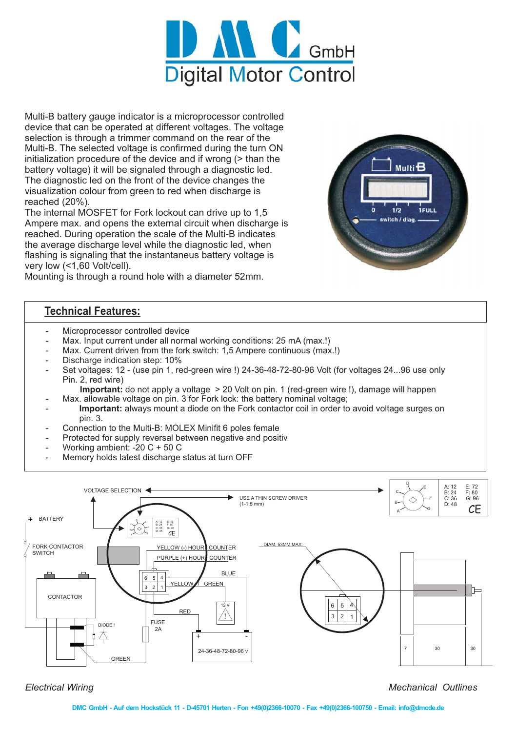# DMC GmbH
## Digital Motor Control

Multi-B battery gauge indicator is a microprocessor controlled device that can be operated at different voltages. The voltage selection is through a trimmer command on the rear of the Multi-B. The selected voltage is confirmed during the turn ON initialization procedure of the device and if wrong (> than the battery voltage) it will be signaled through a diagnostic led. The diagnostic led on the front of the device changes the visualization colour from green to red when discharge is reached (20%).
The internal MOSFET for Fork lockout can drive up to 1,5 Ampere max. and opens the external circuit when discharge is reached. During operation the scale of the Multi-B indicates the average discharge level while the diagnostic led, when flashing is signaling that the instantaneus battery voltage is very low (<1,60 Volt/cell).
Mounting is through a round hole with a diameter 52mm.

## Technical Features:

- Microprocessor controlled device
- Max. Input current under all normal working conditions: 25 mA (max.!)
- Max. Current driven from the fork switch: 1,5 Ampere continuous (max.!)
- Discharge indication step: 10%
- Set voltages: 12 - (use pin 1, red-green wire !) 24-36-48-72-80-96 Volt (for voltages 24...96 use only Pin. 2, red wire)
  **Important:** do not apply a voltage > 20 Volt on pin. 1 (red-green wire !), damage will happen
- Max. allowable voltage on pin. 3 for Fork lock: the battery nominal voltage;
- **Important:** always mount a diode on the Fork contactor coil in order to avoid voltage surges on pin. 3.
- Connection to the Multi-B: MOLEX Minifit 6 poles female
- Protected for supply reversal between negative and positiv
- Working ambient: -20 C + 50 C
- Memory holds latest discharge status at turn OFF

VOLTAGE SELECTION — USE A THIN SCREW DRIVER (1-1,5 mm)

A: 12, B: 24, C: 36, D: 48, E: 72, F: 80, G: 96

BATTERY, FORK CONTACTOR SWITCH, CONTACTOR, DIODE !, FUSE 2A, GREEN, RED, YELLOW (-) HOUR COUNTER, PURPLE (+) HOUR COUNTER, BLUE, YELLOW, GREEN, 12 V, 24-36-48-72-80-96 v

DIAM. 53MM MAX.

7, 30, 30

*Electrical Wiring*

*Mechanical Outlines*

DMC GmbH - Auf dem Hockstück 11 - D-45701 Herten - Fon +49(0)2366-10070 - Fax +49(0)2366-100750 - Email: info@dmcde.de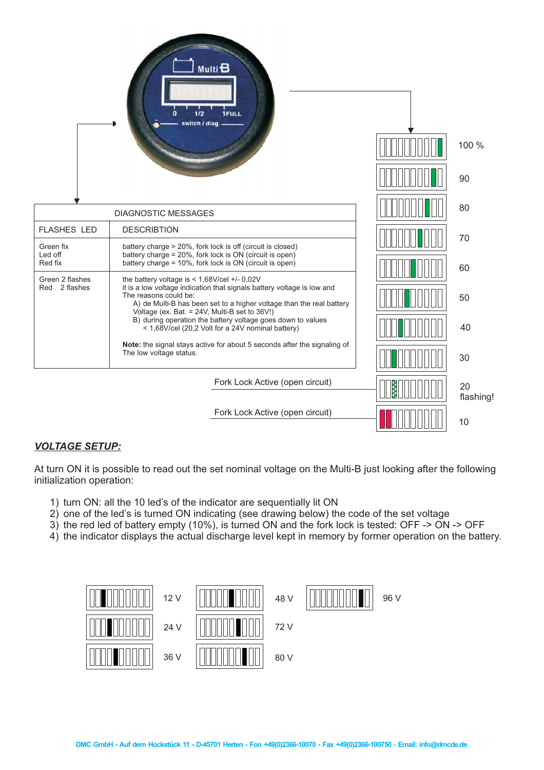Multi B

0 1/2 1FULL

switch / diag.

| DIAGNOSTIC MESSAGES | |
|---|---|
| FLASHES LED | DESCRIBTION |
| Green fix<br>Led off<br>Red fix | battery charge > 20%, fork lock is off (circuit is closed)<br>battery charge = 20%, fork lock is ON (circuit is open)<br>battery charge = 10%, fork lock is ON (circuit is open) |
| Green 2 flashes<br>Red 2 flashes | the battery voltage is < 1,68V/cel +/- 0,02V<br>it is a low voltage indication that signals battery voltage is low and The reasons could be:<br>A) de Multi-B has been set to a higher voltage than the real battery Voltage (ex. Bat. = 24V, Multi-B set to 36V!)<br>B) during operation the battery voltage goes down to values < 1,68V/cel (20,2 Volt for a 24V nominal battery)<br><br>**Note:** the signal stays active for about 5 seconds after the signaling of The low voltage status. |

100 %

90

80

70

60

50

40

30

Fork Lock Active (open circuit)

20 flashing!

Fork Lock Active (open circuit)

10

## *VOLTAGE SETUP:*

At turn ON it is possible to read out the set nominal voltage on the Multi-B just looking after the following initialization operation:

1) turn ON: all the 10 led's of the indicator are sequentially lit ON
2) one of the led's is turned ON indicating (see drawing below) the code of the set voltage
3) the red led of battery empty (10%), is turned ON and the fork lock is tested: OFF -> ON -> OFF
4) the indicator displays the actual discharge level kept in memory by former operation on the battery.

12 V

24 V

36 V

48 V

72 V

80 V

96 V

DMC GmbH - Auf dem Hockstück 11 - D-45701 Herten - Fon +49(0)2366-10070 - Fax +49(0)2366-100750 - Email: info@dmcde.de